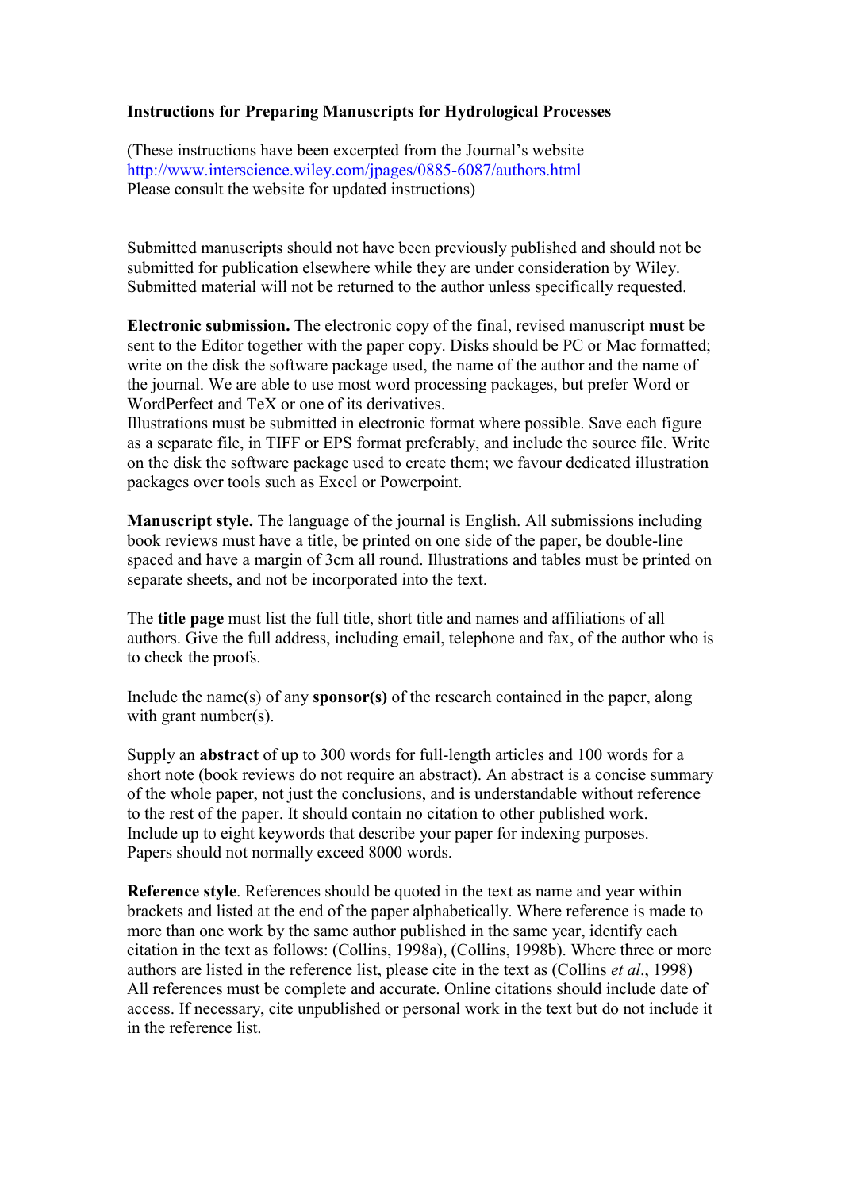**Instructions for Preparing Manuscripts for Hydrological Processes**

(These instructions have been excerpted from the Journal's website
http://www.interscience.wiley.com/jpages/0885-6087/authors.html
Please consult the website for updated instructions)

Submitted manuscripts should not have been previously published and should not be submitted for publication elsewhere while they are under consideration by Wiley. Submitted material will not be returned to the author unless specifically requested.

**Electronic submission.** The electronic copy of the final, revised manuscript **must** be sent to the Editor together with the paper copy. Disks should be PC or Mac formatted; write on the disk the software package used, the name of the author and the name of the journal. We are able to use most word processing packages, but prefer Word or WordPerfect and TeX or one of its derivatives.
Illustrations must be submitted in electronic format where possible. Save each figure as a separate file, in TIFF or EPS format preferably, and include the source file. Write on the disk the software package used to create them; we favour dedicated illustration packages over tools such as Excel or Powerpoint.

**Manuscript style.** The language of the journal is English. All submissions including book reviews must have a title, be printed on one side of the paper, be double-line spaced and have a margin of 3cm all round. Illustrations and tables must be printed on separate sheets, and not be incorporated into the text.

The **title page** must list the full title, short title and names and affiliations of all authors. Give the full address, including email, telephone and fax, of the author who is to check the proofs.

Include the name(s) of any **sponsor(s)** of the research contained in the paper, along with grant number(s).

Supply an **abstract** of up to 300 words for full-length articles and 100 words for a short note (book reviews do not require an abstract). An abstract is a concise summary of the whole paper, not just the conclusions, and is understandable without reference to the rest of the paper. It should contain no citation to other published work.
Include up to eight keywords that describe your paper for indexing purposes.
Papers should not normally exceed 8000 words.

**Reference style**. References should be quoted in the text as name and year within brackets and listed at the end of the paper alphabetically. Where reference is made to more than one work by the same author published in the same year, identify each citation in the text as follows: (Collins, 1998a), (Collins, 1998b). Where three or more authors are listed in the reference list, please cite in the text as (Collins *et al*., 1998)
All references must be complete and accurate. Online citations should include date of access. If necessary, cite unpublished or personal work in the text but do not include it in the reference list.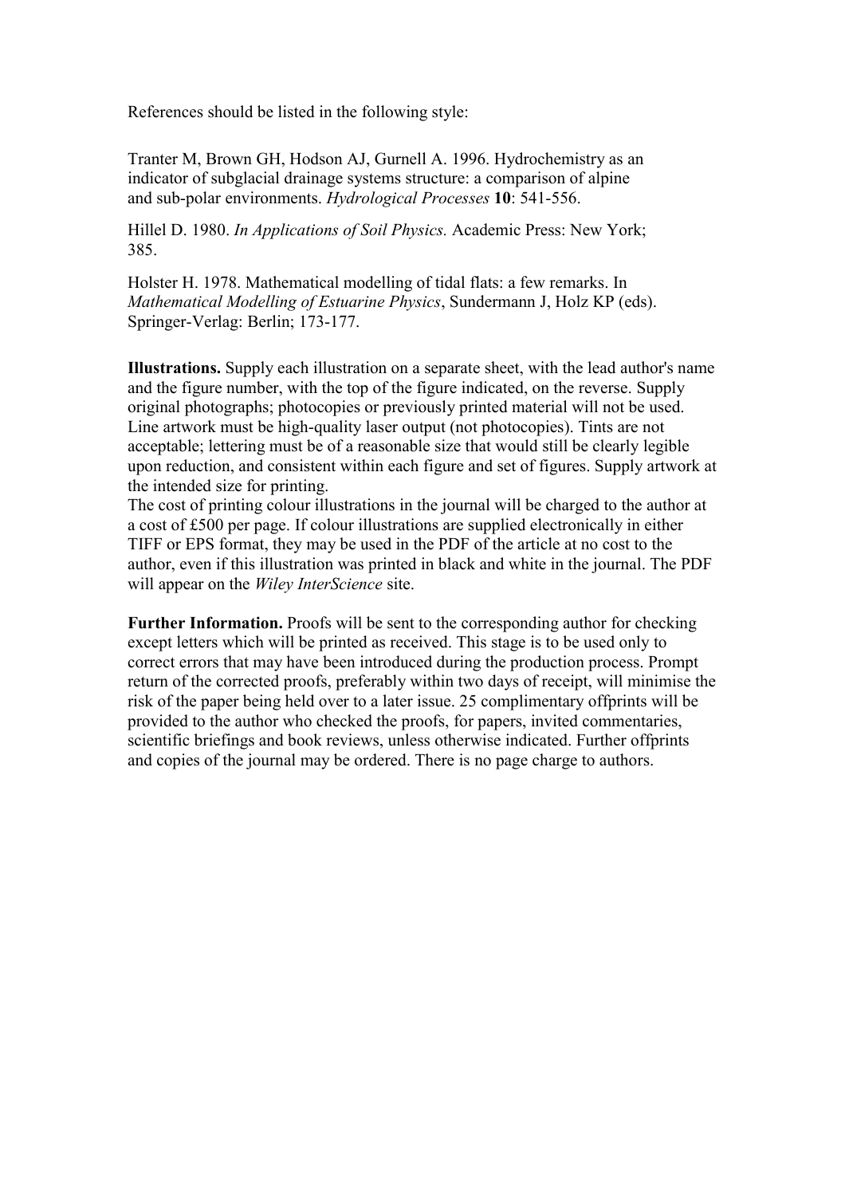References should be listed in the following style:

Tranter M, Brown GH, Hodson AJ, Gurnell A. 1996. Hydrochemistry as an indicator of subglacial drainage systems structure: a comparison of alpine and sub-polar environments. *Hydrological Processes* **10**: 541-556.

Hillel D. 1980. *In Applications of Soil Physics.* Academic Press: New York; 385.

Holster H. 1978. Mathematical modelling of tidal flats: a few remarks. In *Mathematical Modelling of Estuarine Physics*, Sundermann J, Holz KP (eds). Springer-Verlag: Berlin; 173-177.

**Illustrations.** Supply each illustration on a separate sheet, with the lead author's name and the figure number, with the top of the figure indicated, on the reverse. Supply original photographs; photocopies or previously printed material will not be used. Line artwork must be high-quality laser output (not photocopies). Tints are not acceptable; lettering must be of a reasonable size that would still be clearly legible upon reduction, and consistent within each figure and set of figures. Supply artwork at the intended size for printing.

The cost of printing colour illustrations in the journal will be charged to the author at a cost of £500 per page. If colour illustrations are supplied electronically in either TIFF or EPS format, they may be used in the PDF of the article at no cost to the author, even if this illustration was printed in black and white in the journal. The PDF will appear on the *Wiley InterScience* site.

**Further Information.** Proofs will be sent to the corresponding author for checking except letters which will be printed as received. This stage is to be used only to correct errors that may have been introduced during the production process. Prompt return of the corrected proofs, preferably within two days of receipt, will minimise the risk of the paper being held over to a later issue. 25 complimentary offprints will be provided to the author who checked the proofs, for papers, invited commentaries, scientific briefings and book reviews, unless otherwise indicated. Further offprints and copies of the journal may be ordered. There is no page charge to authors.